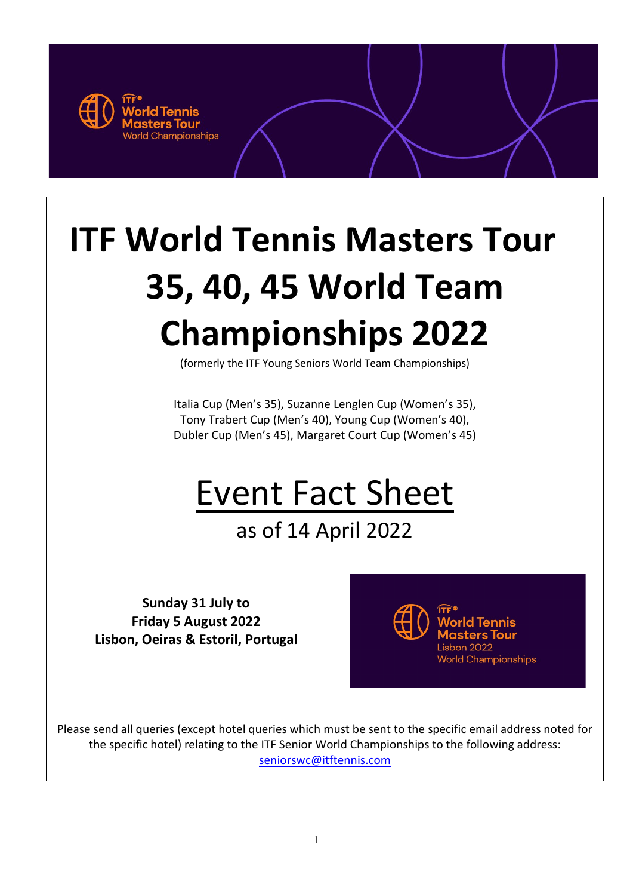# ITF World Tennis Masters Tour 35, 40, 45 World Team Championships 2022

(formerly the ITF Young Seniors World Team Championships)

Italia Cup (Men's 35), Suzanne Lenglen Cup (Women's 35),
Tony Trabert Cup (Men's 40), Young Cup (Women's 40),
Dubler Cup (Men's 45), Margaret Court Cup (Women's 45)

## Event Fact Sheet

as of 14 April 2022

**Sunday 31 July to**
**Friday 5 August 2022**
**Lisbon, Oeiras & Estoril, Portugal**

Please send all queries (except hotel queries which must be sent to the specific email address noted for the specific hotel) relating to the ITF Senior World Championships to the following address: seniorswc@itftennis.com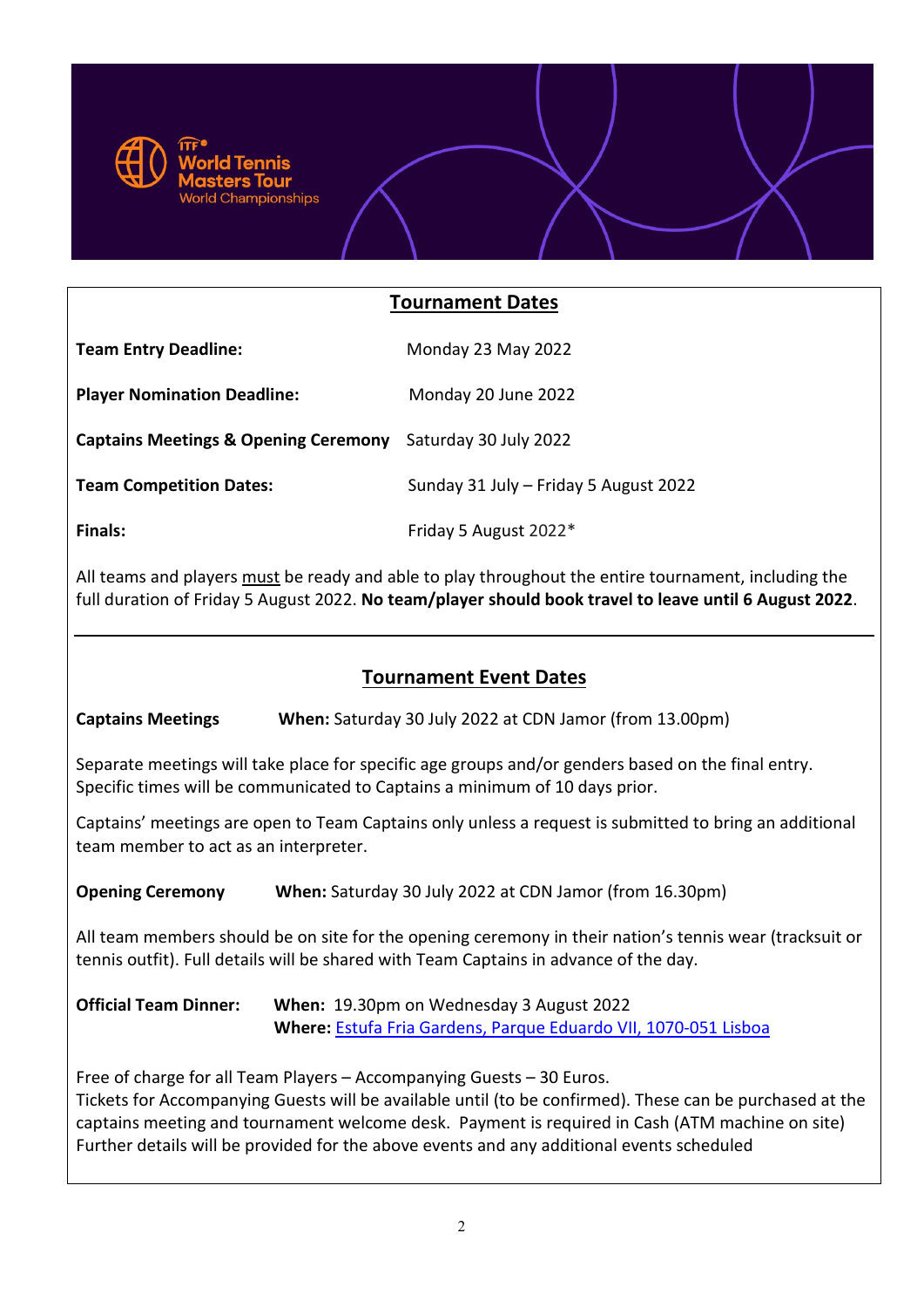## Tournament Dates

| | |
|---|---|
| **Team Entry Deadline:** | Monday 23 May 2022 |
| **Player Nomination Deadline:** | Monday 20 June 2022 |
| **Captains Meetings & Opening Ceremony** | Saturday 30 July 2022 |
| **Team Competition Dates:** | Sunday 31 July – Friday 5 August 2022 |
| **Finals:** | Friday 5 August 2022* |

All teams and players must be ready and able to play throughout the entire tournament, including the full duration of Friday 5 August 2022. **No team/player should book travel to leave until 6 August 2022**.

## Tournament Event Dates

**Captains Meetings** **When:** Saturday 30 July 2022 at CDN Jamor (from 13.00pm)

Separate meetings will take place for specific age groups and/or genders based on the final entry. Specific times will be communicated to Captains a minimum of 10 days prior.

Captains' meetings are open to Team Captains only unless a request is submitted to bring an additional team member to act as an interpreter.

**Opening Ceremony** **When:** Saturday 30 July 2022 at CDN Jamor (from 16.30pm)

All team members should be on site for the opening ceremony in their nation's tennis wear (tracksuit or tennis outfit). Full details will be shared with Team Captains in advance of the day.

**Official Team Dinner:** **When:** 19.30pm on Wednesday 3 August 2022
**Where:** Estufa Fria Gardens, Parque Eduardo VII, 1070-051 Lisboa

Free of charge for all Team Players – Accompanying Guests – 30 Euros.
Tickets for Accompanying Guests will be available until (to be confirmed). These can be purchased at the captains meeting and tournament welcome desk. Payment is required in Cash (ATM machine on site)
Further details will be provided for the above events and any additional events scheduled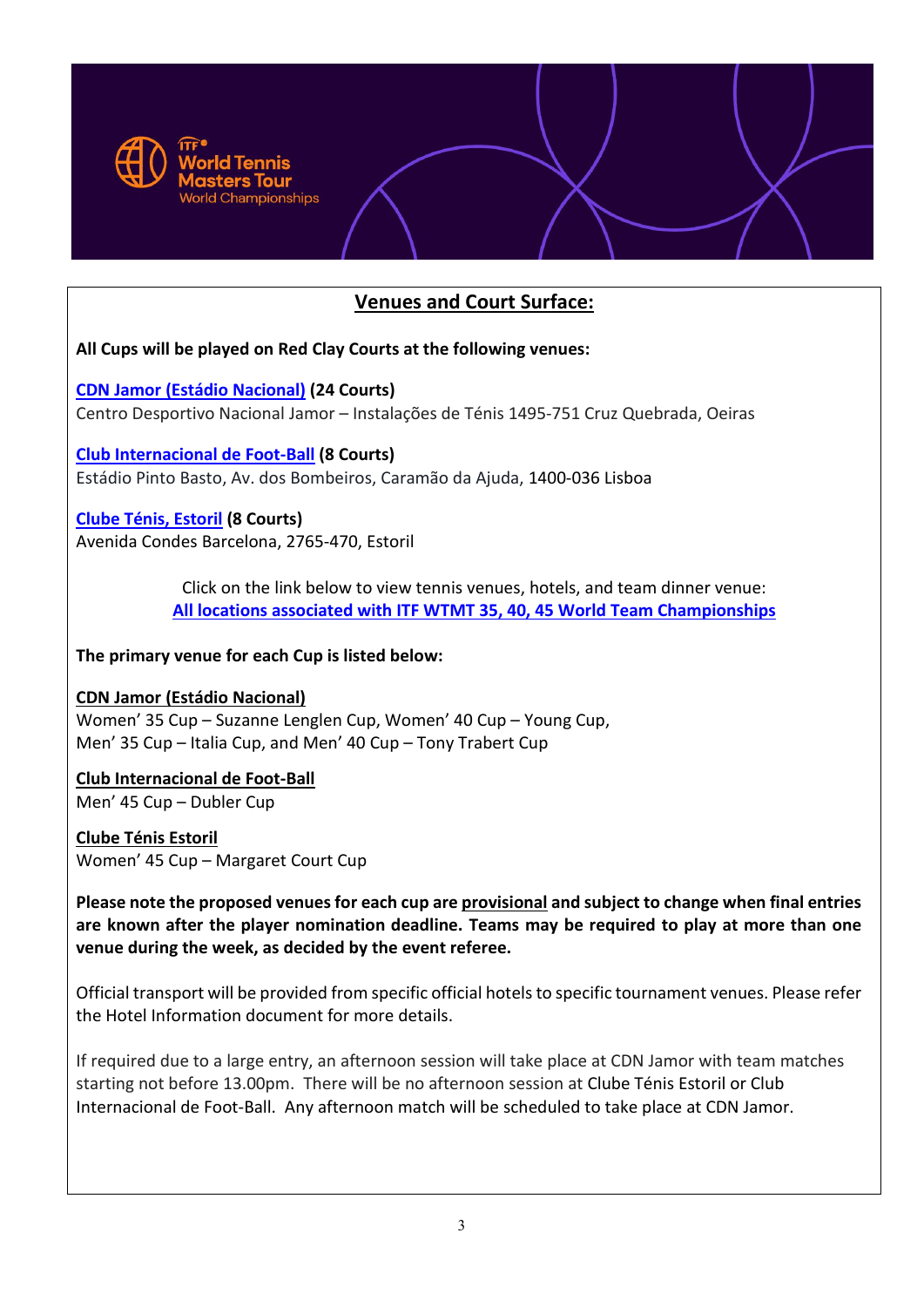## Venues and Court Surface:

**All Cups will be played on Red Clay Courts at the following venues:**

**CDN Jamor (Estádio Nacional) (24 Courts)**
Centro Desportivo Nacional Jamor – Instalações de Ténis 1495-751 Cruz Quebrada, Oeiras

**Club Internacional de Foot-Ball (8 Courts)**
Estádio Pinto Basto, Av. dos Bombeiros, Caramão da Ajuda, 1400-036 Lisboa

**Clube Ténis, Estoril (8 Courts)**
Avenida Condes Barcelona, 2765-470, Estoril

Click on the link below to view tennis venues, hotels, and team dinner venue:
**All locations associated with ITF WTMT 35, 40, 45 World Team Championships**

**The primary venue for each Cup is listed below:**

**CDN Jamor (Estádio Nacional)**
Women' 35 Cup – Suzanne Lenglen Cup, Women' 40 Cup – Young Cup,
Men' 35 Cup – Italia Cup, and Men' 40 Cup – Tony Trabert Cup

**Club Internacional de Foot-Ball**
Men' 45 Cup – Dubler Cup

**Clube Ténis Estoril**
Women' 45 Cup – Margaret Court Cup

**Please note the proposed venues for each cup are provisional and subject to change when final entries are known after the player nomination deadline. Teams may be required to play at more than one venue during the week, as decided by the event referee.**

Official transport will be provided from specific official hotels to specific tournament venues. Please refer the Hotel Information document for more details.

If required due to a large entry, an afternoon session will take place at CDN Jamor with team matches starting not before 13.00pm. There will be no afternoon session at Clube Ténis Estoril or Club Internacional de Foot-Ball. Any afternoon match will be scheduled to take place at CDN Jamor.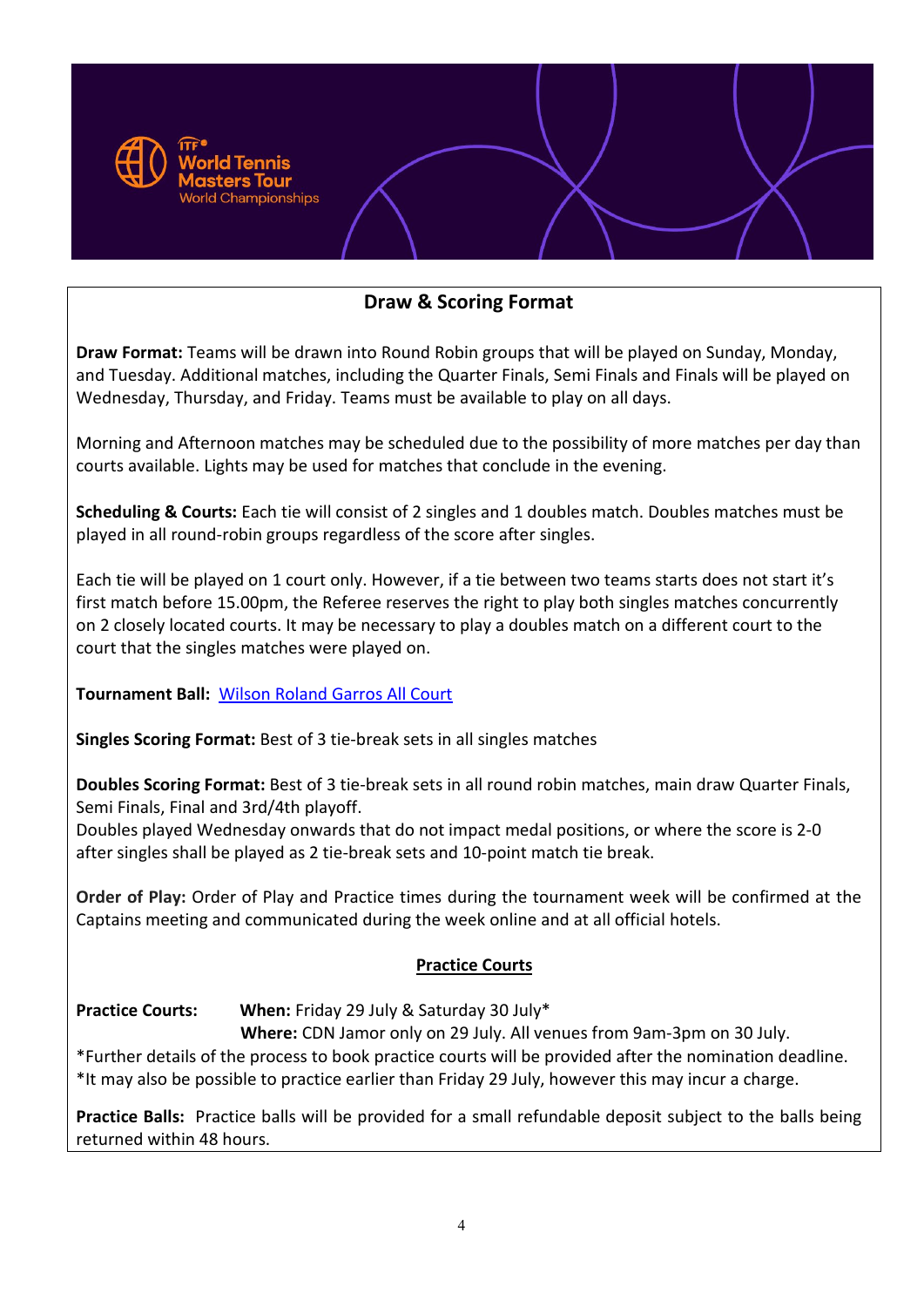## Draw & Scoring Format

**Draw Format:** Teams will be drawn into Round Robin groups that will be played on Sunday, Monday, and Tuesday. Additional matches, including the Quarter Finals, Semi Finals and Finals will be played on Wednesday, Thursday, and Friday. Teams must be available to play on all days.

Morning and Afternoon matches may be scheduled due to the possibility of more matches per day than courts available. Lights may be used for matches that conclude in the evening.

**Scheduling & Courts:** Each tie will consist of 2 singles and 1 doubles match. Doubles matches must be played in all round-robin groups regardless of the score after singles.

Each tie will be played on 1 court only. However, if a tie between two teams starts does not start it's first match before 15.00pm, the Referee reserves the right to play both singles matches concurrently on 2 closely located courts. It may be necessary to play a doubles match on a different court to the court that the singles matches were played on.

**Tournament Ball:** Wilson Roland Garros All Court

**Singles Scoring Format:** Best of 3 tie-break sets in all singles matches

**Doubles Scoring Format:** Best of 3 tie-break sets in all round robin matches, main draw Quarter Finals, Semi Finals, Final and 3rd/4th playoff.
Doubles played Wednesday onwards that do not impact medal positions, or where the score is 2-0 after singles shall be played as 2 tie-break sets and 10-point match tie break.

**Order of Play:** Order of Play and Practice times during the tournament week will be confirmed at the Captains meeting and communicated during the week online and at all official hotels.

### Practice Courts

**Practice Courts:** **When:** Friday 29 July & Saturday 30 July*
**Where:** CDN Jamor only on 29 July. All venues from 9am-3pm on 30 July.

*Further details of the process to book practice courts will be provided after the nomination deadline.
*It may also be possible to practice earlier than Friday 29 July, however this may incur a charge.

**Practice Balls:** Practice balls will be provided for a small refundable deposit subject to the balls being returned within 48 hours.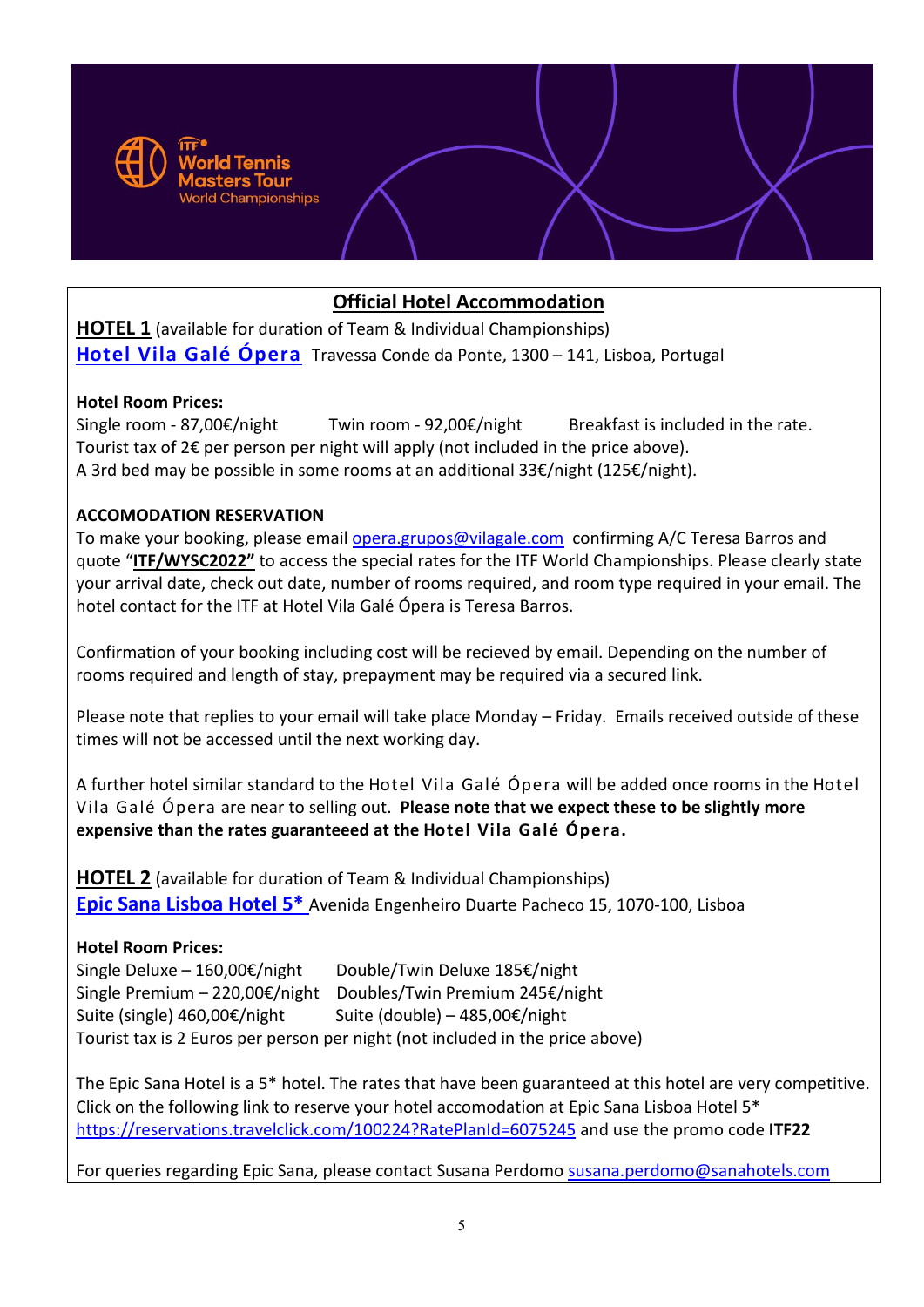## Official Hotel Accommodation

**HOTEL 1** (available for duration of Team & Individual Championships)
**Hotel Vila Galé Ópera** Travessa Conde da Ponte, 1300 – 141, Lisboa, Portugal

**Hotel Room Prices:**
Single room - 87,00€/night Twin room - 92,00€/night Breakfast is included in the rate.
Tourist tax of 2€ per person per night will apply (not included in the price above).
A 3rd bed may be possible in some rooms at an additional 33€/night (125€/night).

**ACCOMODATION RESERVATION**
To make your booking, please email opera.grupos@vilagale.com confirming A/C Teresa Barros and quote "**ITF/WYSC2022"** to access the special rates for the ITF World Championships. Please clearly state your arrival date, check out date, number of rooms required, and room type required in your email. The hotel contact for the ITF at Hotel Vila Galé Ópera is Teresa Barros.

Confirmation of your booking including cost will be recieved by email. Depending on the number of rooms required and length of stay, prepayment may be required via a secured link.

Please note that replies to your email will take place Monday – Friday. Emails received outside of these times will not be accessed until the next working day.

A further hotel similar standard to the Hotel Vila Galé Ópera will be added once rooms in the Hotel Vila Galé Ópera are near to selling out. **Please note that we expect these to be slightly more expensive than the rates guaranteeed at the Hotel Vila Galé Ópera.**

**HOTEL 2** (available for duration of Team & Individual Championships)
**Epic Sana Lisboa Hotel 5*** Avenida Engenheiro Duarte Pacheco 15, 1070-100, Lisboa

**Hotel Room Prices:**
Single Deluxe – 160,00€/night Double/Twin Deluxe 185€/night
Single Premium – 220,00€/night Doubles/Twin Premium 245€/night
Suite (single) 460,00€/night Suite (double) – 485,00€/night
Tourist tax is 2 Euros per person per night (not included in the price above)

The Epic Sana Hotel is a 5* hotel. The rates that have been guaranteed at this hotel are very competitive. Click on the following link to reserve your hotel accomodation at Epic Sana Lisboa Hotel 5* https://reservations.travelclick.com/100224?RatePlanId=6075245 and use the promo code **ITF22**

For queries regarding Epic Sana, please contact Susana Perdomo susana.perdomo@sanahotels.com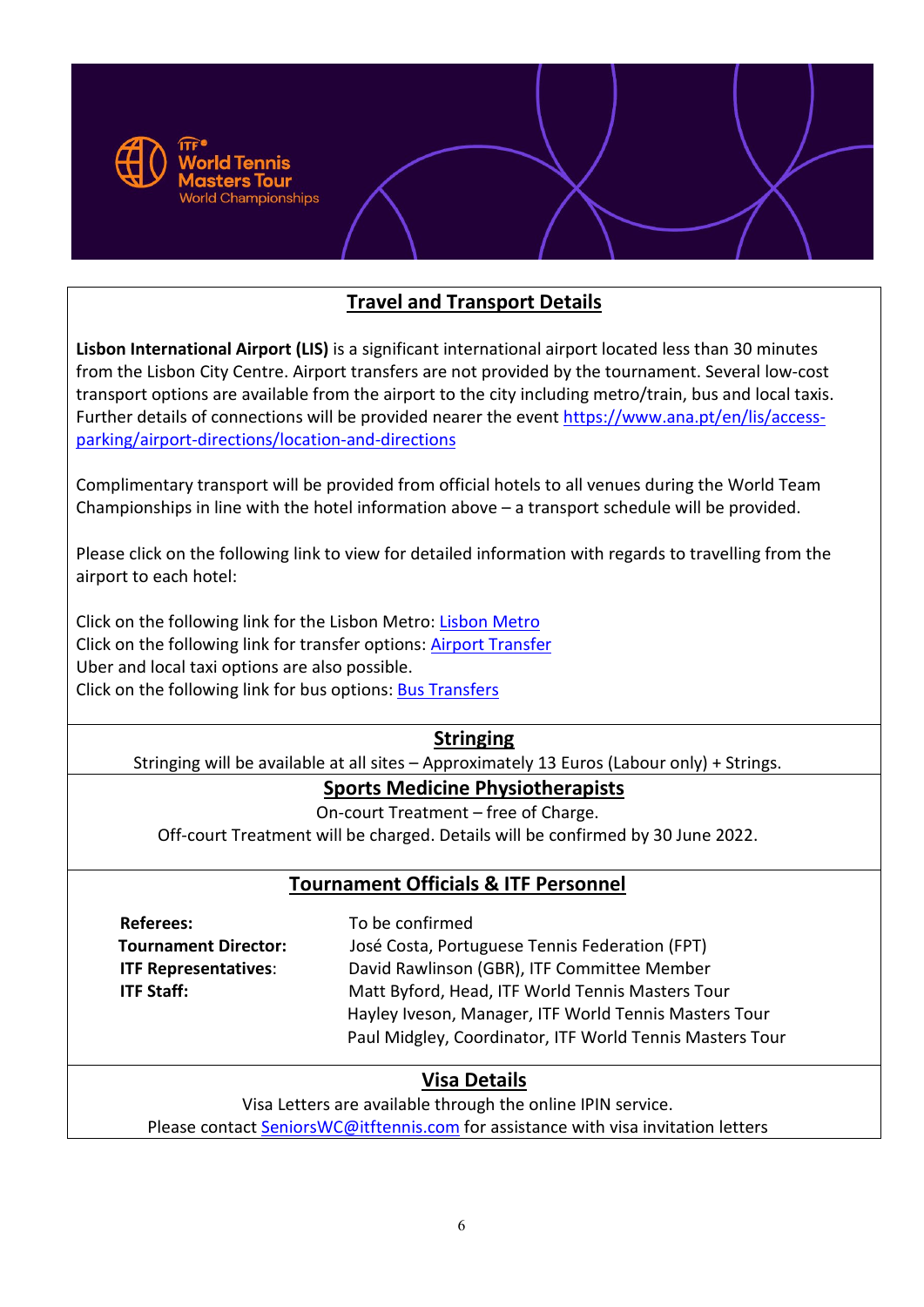## Travel and Transport Details

**Lisbon International Airport (LIS)** is a significant international airport located less than 30 minutes from the Lisbon City Centre. Airport transfers are not provided by the tournament. Several low-cost transport options are available from the airport to the city including metro/train, bus and local taxis. Further details of connections will be provided nearer the event https://www.ana.pt/en/lis/access-parking/airport-directions/location-and-directions

Complimentary transport will be provided from official hotels to all venues during the World Team Championships in line with the hotel information above – a transport schedule will be provided.

Please click on the following link to view for detailed information with regards to travelling from the airport to each hotel:

Click on the following link for the Lisbon Metro: Lisbon Metro
Click on the following link for transfer options: Airport Transfer
Uber and local taxi options are also possible.
Click on the following link for bus options: Bus Transfers

## Stringing

Stringing will be available at all sites – Approximately 13 Euros (Labour only) + Strings.

## Sports Medicine Physiotherapists

On-court Treatment – free of Charge.
Off-court Treatment will be charged. Details will be confirmed by 30 June 2022.

## Tournament Officials & ITF Personnel

| | |
|---|---|
| **Referees:** | To be confirmed |
| **Tournament Director:** | José Costa, Portuguese Tennis Federation (FPT) |
| **ITF Representatives:** | David Rawlinson (GBR), ITF Committee Member |
| **ITF Staff:** | Matt Byford, Head, ITF World Tennis Masters Tour |
| | Hayley Iveson, Manager, ITF World Tennis Masters Tour |
| | Paul Midgley, Coordinator, ITF World Tennis Masters Tour |

## Visa Details

Visa Letters are available through the online IPIN service.
Please contact SeniorsWC@itftennis.com for assistance with visa invitation letters